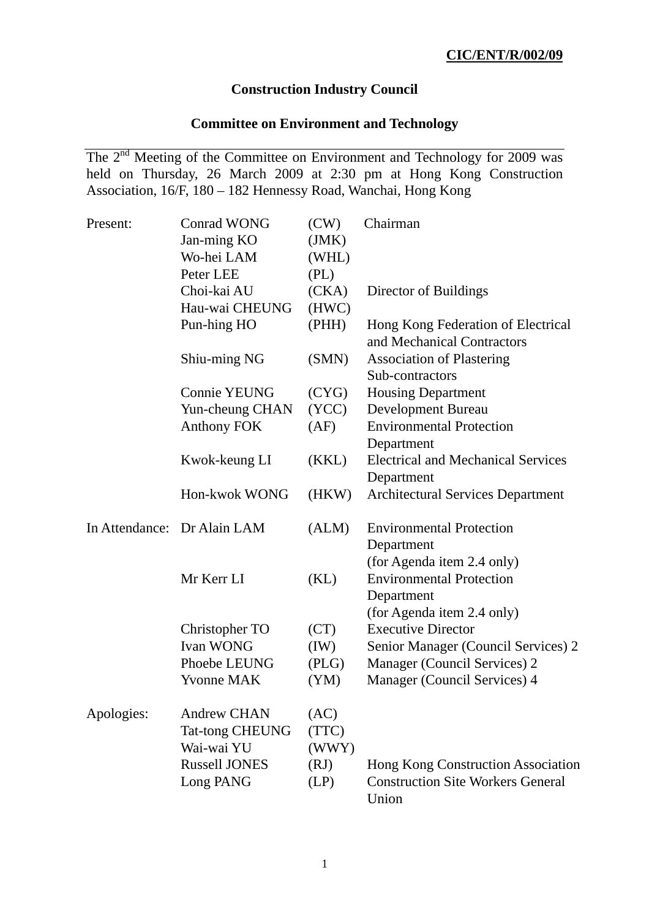**CIC/ENT/R/002/09**

# Construction Industry Council

## Committee on Environment and Technology

The 2nd Meeting of the Committee on Environment and Technology for 2009 was held on Thursday, 26 March 2009 at 2:30 pm at Hong Kong Construction Association, 16/F, 180 – 182 Hennessy Road, Wanchai, Hong Kong

| | | | |
|---|---|---|---|
| Present: | Conrad WONG | (CW) | Chairman |
| | Jan-ming KO | (JMK) | |
| | Wo-hei LAM | (WHL) | |
| | Peter LEE | (PL) | |
| | Choi-kai AU | (CKA) | Director of Buildings |
| | Hau-wai CHEUNG | (HWC) | |
| | Pun-hing HO | (PHH) | Hong Kong Federation of Electrical and Mechanical Contractors |
| | Shiu-ming NG | (SMN) | Association of Plastering Sub-contractors |
| | Connie YEUNG | (CYG) | Housing Department |
| | Yun-cheung CHAN | (YCC) | Development Bureau |
| | Anthony FOK | (AF) | Environmental Protection Department |
| | Kwok-keung LI | (KKL) | Electrical and Mechanical Services Department |
| | Hon-kwok WONG | (HKW) | Architectural Services Department |
| In Attendance: | Dr Alain LAM | (ALM) | Environmental Protection Department (for Agenda item 2.4 only) |
| | Mr Kerr LI | (KL) | Environmental Protection Department (for Agenda item 2.4 only) |
| | Christopher TO | (CT) | Executive Director |
| | Ivan WONG | (IW) | Senior Manager (Council Services) 2 |
| | Phoebe LEUNG | (PLG) | Manager (Council Services) 2 |
| | Yvonne MAK | (YM) | Manager (Council Services) 4 |
| Apologies: | Andrew CHAN | (AC) | |
| | Tat-tong CHEUNG | (TTC) | |
| | Wai-wai YU | (WWY) | |
| | Russell JONES | (RJ) | Hong Kong Construction Association |
| | Long PANG | (LP) | Construction Site Workers General Union |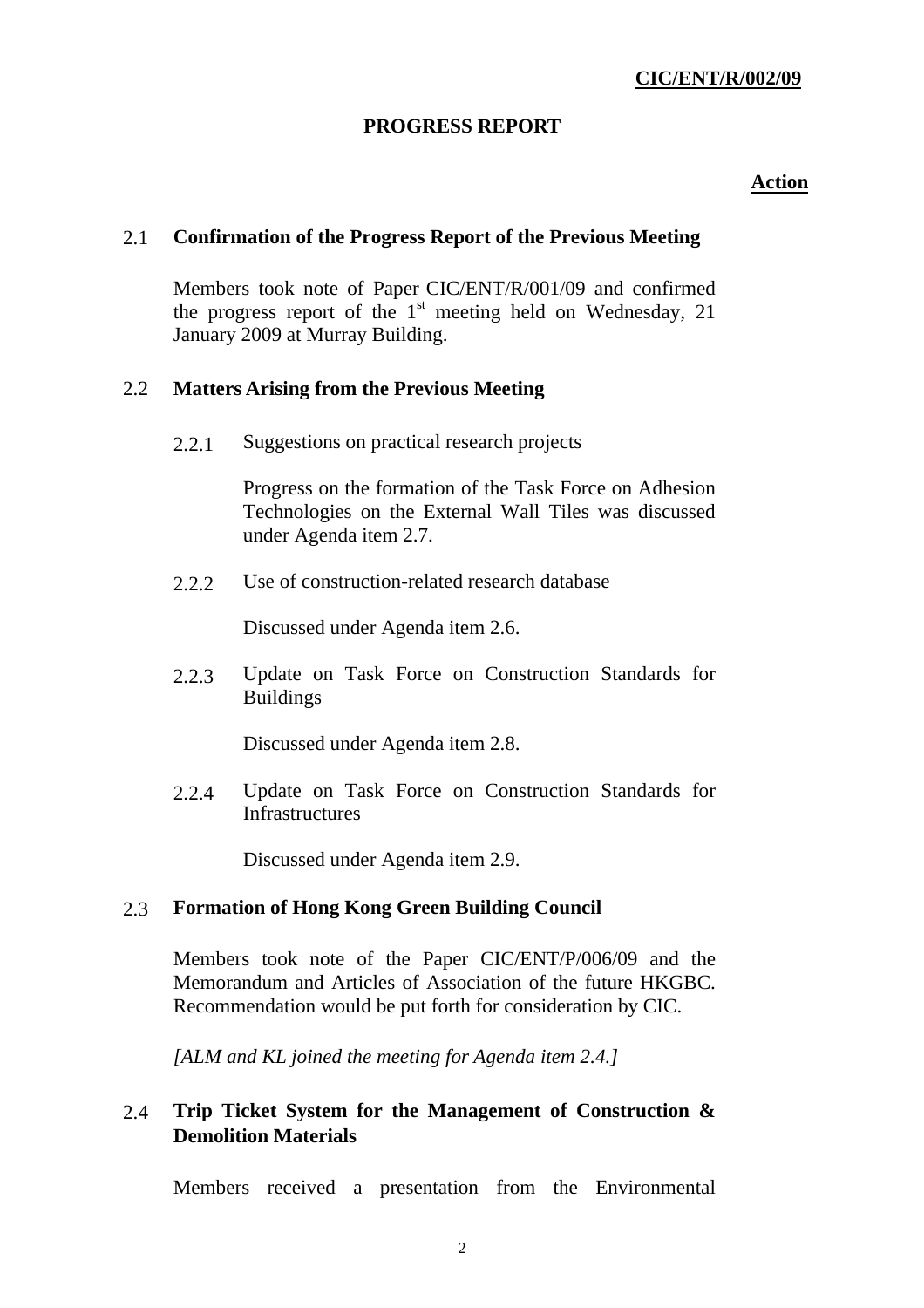**CIC/ENT/R/002/09**

**PROGRESS REPORT**

**Action**

2.1 **Confirmation of the Progress Report of the Previous Meeting**

Members took note of Paper CIC/ENT/R/001/09 and confirmed the progress report of the 1st meeting held on Wednesday, 21 January 2009 at Murray Building.

2.2 **Matters Arising from the Previous Meeting**

2.2.1 Suggestions on practical research projects

Progress on the formation of the Task Force on Adhesion Technologies on the External Wall Tiles was discussed under Agenda item 2.7.

2.2.2 Use of construction-related research database

Discussed under Agenda item 2.6.

2.2.3 Update on Task Force on Construction Standards for Buildings

Discussed under Agenda item 2.8.

2.2.4 Update on Task Force on Construction Standards for Infrastructures

Discussed under Agenda item 2.9.

2.3 **Formation of Hong Kong Green Building Council**

Members took note of the Paper CIC/ENT/P/006/09 and the Memorandum and Articles of Association of the future HKGBC. Recommendation would be put forth for consideration by CIC.

*[ALM and KL joined the meeting for Agenda item 2.4.]*

2.4 **Trip Ticket System for the Management of Construction & Demolition Materials**

Members received a presentation from the Environmental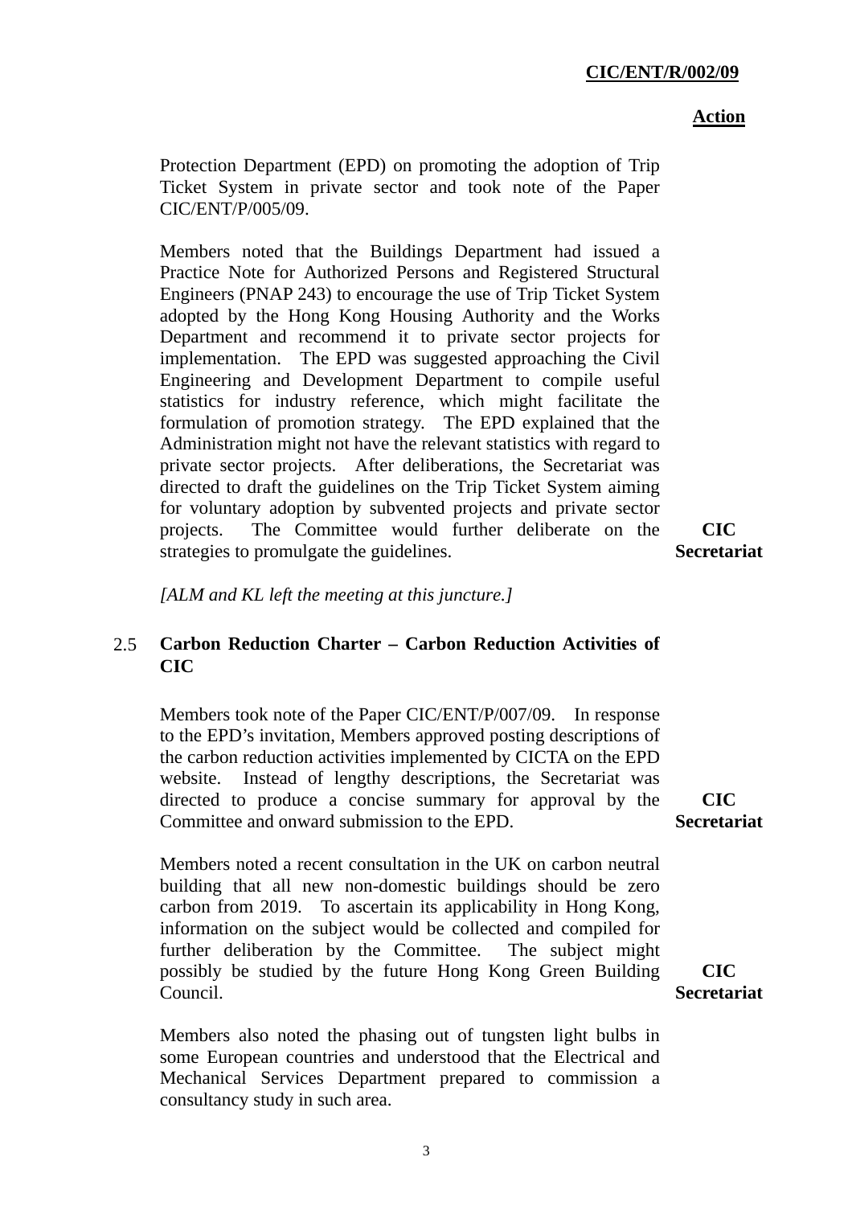**Action**

Protection Department (EPD) on promoting the adoption of Trip Ticket System in private sector and took note of the Paper CIC/ENT/P/005/09.

Members noted that the Buildings Department had issued a Practice Note for Authorized Persons and Registered Structural Engineers (PNAP 243) to encourage the use of Trip Ticket System adopted by the Hong Kong Housing Authority and the Works Department and recommend it to private sector projects for implementation. The EPD was suggested approaching the Civil Engineering and Development Department to compile useful statistics for industry reference, which might facilitate the formulation of promotion strategy. The EPD explained that the Administration might not have the relevant statistics with regard to private sector projects. After deliberations, the Secretariat was directed to draft the guidelines on the Trip Ticket System aiming for voluntary adoption by subvented projects and private sector projects. The Committee would further deliberate on the strategies to promulgate the guidelines. **CIC Secretariat**

*[ALM and KL left the meeting at this juncture.]*

## 2.5 Carbon Reduction Charter – Carbon Reduction Activities of CIC

Members took note of the Paper CIC/ENT/P/007/09. In response to the EPD's invitation, Members approved posting descriptions of the carbon reduction activities implemented by CICTA on the EPD website. Instead of lengthy descriptions, the Secretariat was directed to produce a concise summary for approval by the Committee and onward submission to the EPD. **CIC Secretariat**

Members noted a recent consultation in the UK on carbon neutral building that all new non-domestic buildings should be zero carbon from 2019. To ascertain its applicability in Hong Kong, information on the subject would be collected and compiled for further deliberation by the Committee. The subject might possibly be studied by the future Hong Kong Green Building Council. **CIC Secretariat**

Members also noted the phasing out of tungsten light bulbs in some European countries and understood that the Electrical and Mechanical Services Department prepared to commission a consultancy study in such area.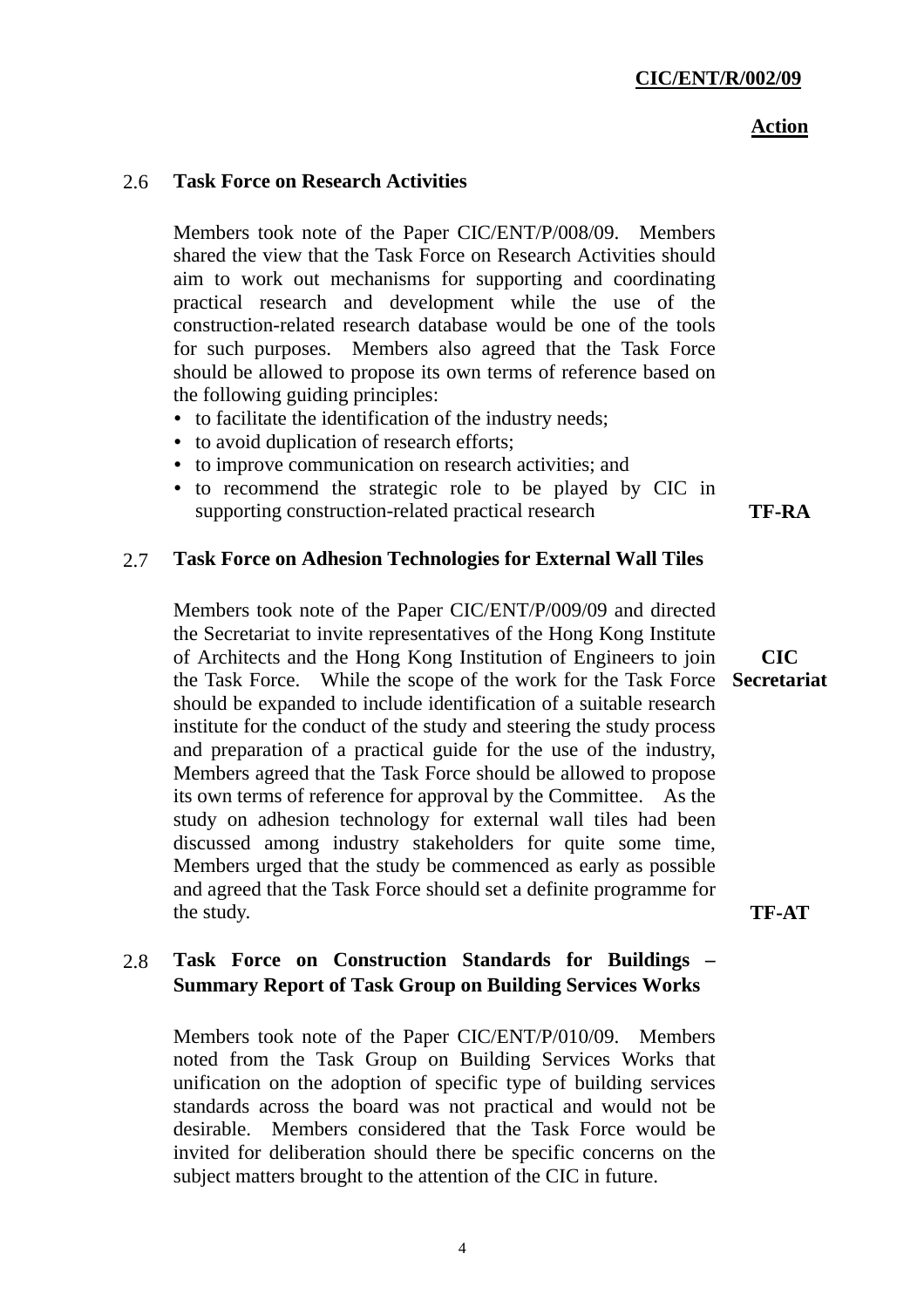**Action**

## 2.6 Task Force on Research Activities

Members took note of the Paper CIC/ENT/P/008/09. Members shared the view that the Task Force on Research Activities should aim to work out mechanisms for supporting and coordinating practical research and development while the use of the construction-related research database would be one of the tools for such purposes. Members also agreed that the Task Force should be allowed to propose its own terms of reference based on the following guiding principles:

- to facilitate the identification of the industry needs;
- to avoid duplication of research efforts;
- to improve communication on research activities; and
- to recommend the strategic role to be played by CIC in supporting construction-related practical research

**TF-RA**

## 2.7 Task Force on Adhesion Technologies for External Wall Tiles

Members took note of the Paper CIC/ENT/P/009/09 and directed the Secretariat to invite representatives of the Hong Kong Institute of Architects and the Hong Kong Institution of Engineers to join the Task Force. While the scope of the work for the Task Force should be expanded to include identification of a suitable research institute for the conduct of the study and steering the study process and preparation of a practical guide for the use of the industry, Members agreed that the Task Force should be allowed to propose its own terms of reference for approval by the Committee. As the study on adhesion technology for external wall tiles had been discussed among industry stakeholders for quite some time, Members urged that the study be commenced as early as possible and agreed that the Task Force should set a definite programme for the study.

**CIC Secretariat**

**TF-AT**

## 2.8 Task Force on Construction Standards for Buildings – Summary Report of Task Group on Building Services Works

Members took note of the Paper CIC/ENT/P/010/09. Members noted from the Task Group on Building Services Works that unification on the adoption of specific type of building services standards across the board was not practical and would not be desirable. Members considered that the Task Force would be invited for deliberation should there be specific concerns on the subject matters brought to the attention of the CIC in future.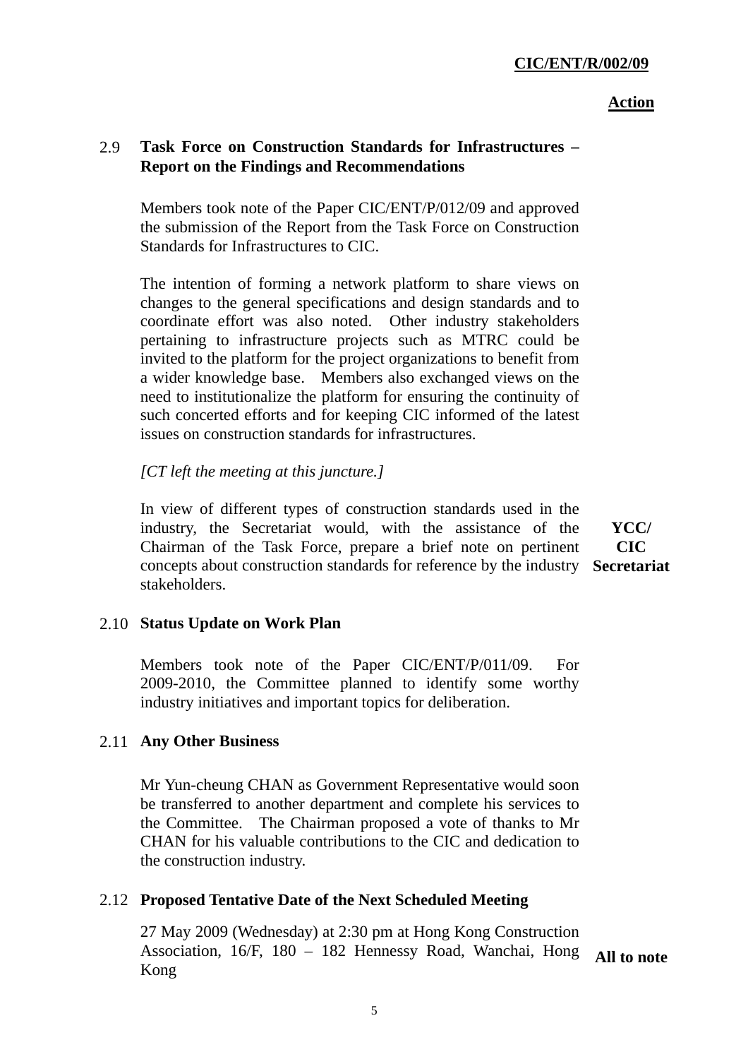CIC/ENT/R/002/09

**Action**

**2.9 Task Force on Construction Standards for Infrastructures – Report on the Findings and Recommendations**

Members took note of the Paper CIC/ENT/P/012/09 and approved the submission of the Report from the Task Force on Construction Standards for Infrastructures to CIC.

The intention of forming a network platform to share views on changes to the general specifications and design standards and to coordinate effort was also noted. Other industry stakeholders pertaining to infrastructure projects such as MTRC could be invited to the platform for the project organizations to benefit from a wider knowledge base. Members also exchanged views on the need to institutionalize the platform for ensuring the continuity of such concerted efforts and for keeping CIC informed of the latest issues on construction standards for infrastructures.

*[CT left the meeting at this juncture.]*

In view of different types of construction standards used in the industry, the Secretariat would, with the assistance of the Chairman of the Task Force, prepare a brief note on pertinent concepts about construction standards for reference by the industry stakeholders. **YCC/ CIC Secretariat**

**2.10 Status Update on Work Plan**

Members took note of the Paper CIC/ENT/P/011/09. For 2009-2010, the Committee planned to identify some worthy industry initiatives and important topics for deliberation.

**2.11 Any Other Business**

Mr Yun-cheung CHAN as Government Representative would soon be transferred to another department and complete his services to the Committee. The Chairman proposed a vote of thanks to Mr CHAN for his valuable contributions to the CIC and dedication to the construction industry.

**2.12 Proposed Tentative Date of the Next Scheduled Meeting**

27 May 2009 (Wednesday) at 2:30 pm at Hong Kong Construction Association, 16/F, 180 – 182 Hennessy Road, Wanchai, Hong Kong **All to note**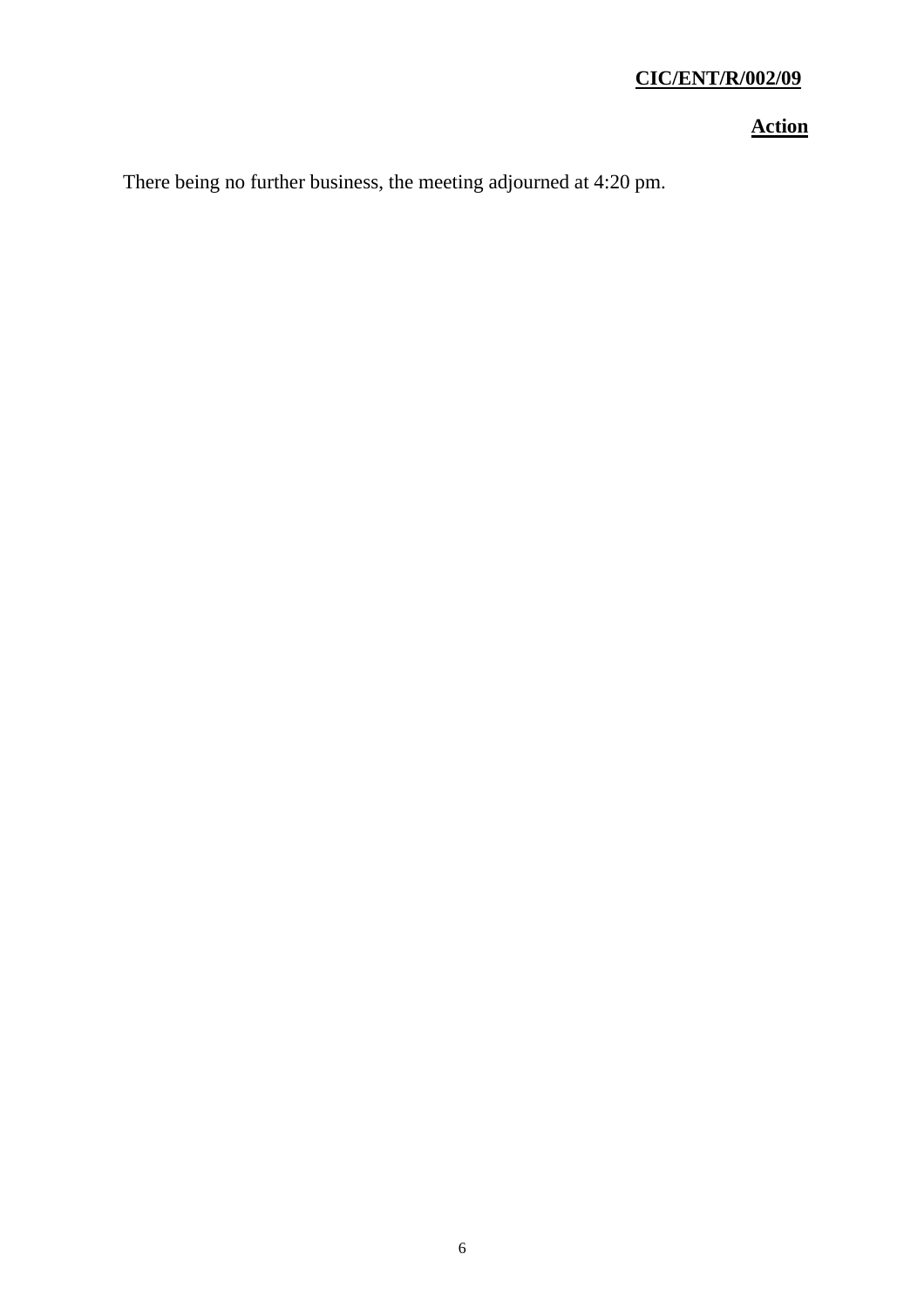**Action**

There being no further business, the meeting adjourned at 4:20 pm.